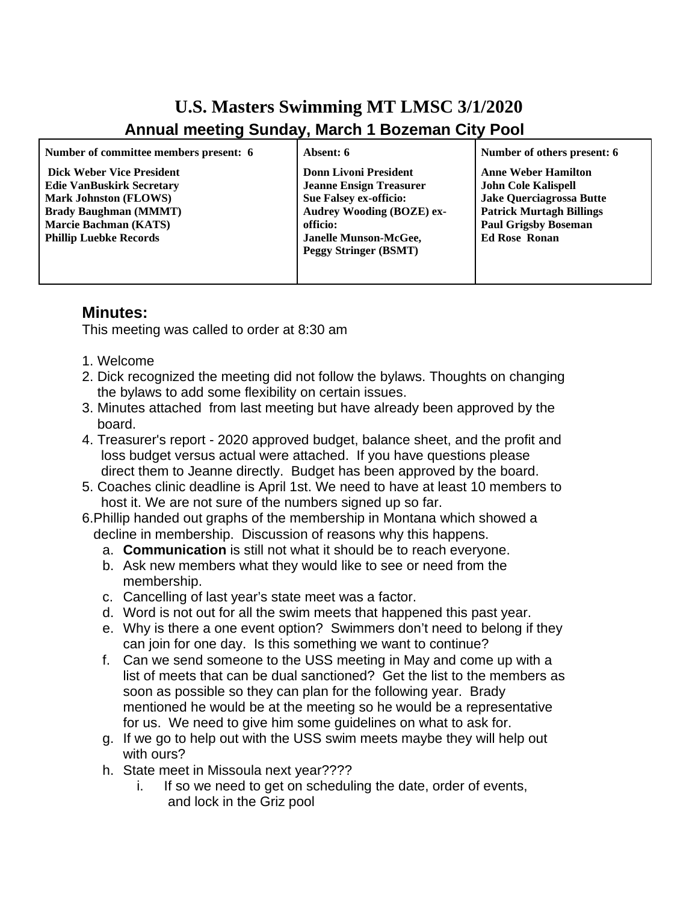# U.S. Masters Swimming MT LMSC 3/1/2020

## Annual meeting Sunday, March 1 Bozeman City Pool

| Number of committee members present: 6 | Absent: 6 | Number of others present: 6 |
|---|---|---|
| Dick Weber Vice President<br>Edie VanBuskirk Secretary<br>Mark Johnston (FLOWS)<br>Brady Baughman (MMMT)<br>Marcie Bachman (KATS)<br>Phillip Luebke Records | Donn Livoni President<br>Jeanne Ensign Treasurer<br>Sue Falsey ex-officio:<br>Audrey Wooding (BOZE) ex-officio:<br>Janelle Munson-McGee,<br>Peggy Stringer (BSMT) | Anne Weber Hamilton<br>John Cole Kalispell<br>Jake Querciagrossa Butte<br>Patrick Murtagh Billings<br>Paul Grigsby Boseman<br>Ed Rose Ronan |

### Minutes:

This meeting was called to order at 8:30 am

1. Welcome
2. Dick recognized the meeting did not follow the bylaws. Thoughts on changing the bylaws to add some flexibility on certain issues.
3. Minutes attached from last meeting but have already been approved by the board.
4. Treasurer's report - 2020 approved budget, balance sheet, and the profit and loss budget versus actual were attached. If you have questions please direct them to Jeanne directly. Budget has been approved by the board.
5. Coaches clinic deadline is April 1st. We need to have at least 10 members to host it. We are not sure of the numbers signed up so far.
6. Phillip handed out graphs of the membership in Montana which showed a decline in membership. Discussion of reasons why this happens.
   a. **Communication** is still not what it should be to reach everyone.
   b. Ask new members what they would like to see or need from the membership.
   c. Cancelling of last year's state meet was a factor.
   d. Word is not out for all the swim meets that happened this past year.
   e. Why is there a one event option? Swimmers don't need to belong if they can join for one day. Is this something we want to continue?
   f. Can we send someone to the USS meeting in May and come up with a list of meets that can be dual sanctioned? Get the list to the members as soon as possible so they can plan for the following year. Brady mentioned he would be at the meeting so he would be a representative for us. We need to give him some guidelines on what to ask for.
   g. If we go to help out with the USS swim meets maybe they will help out with ours?
   h. State meet in Missoula next year????
      i. If so we need to get on scheduling the date, order of events, and lock in the Griz pool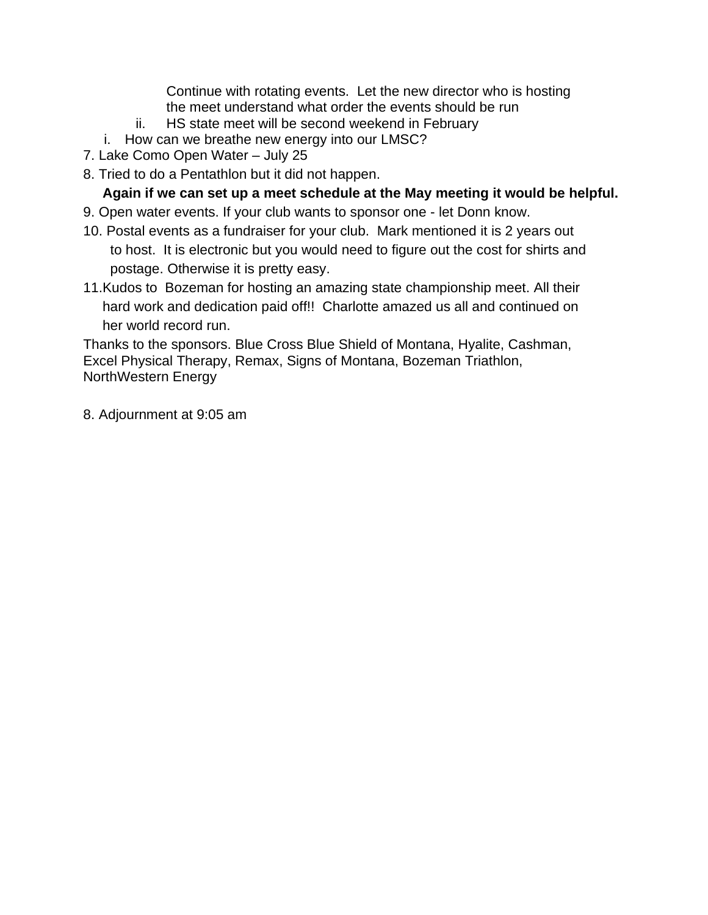Continue with rotating events. Let the new director who is hosting the meet understand what order the events should be run

ii. HS state meet will be second weekend in February

i. How can we breathe new energy into our LMSC?

7. Lake Como Open Water – July 25

8. Tried to do a Pentathlon but it did not happen.

**Again if we can set up a meet schedule at the May meeting it would be helpful.**

9. Open water events. If your club wants to sponsor one - let Donn know.

10. Postal events as a fundraiser for your club. Mark mentioned it is 2 years out to host. It is electronic but you would need to figure out the cost for shirts and postage. Otherwise it is pretty easy.

11. Kudos to Bozeman for hosting an amazing state championship meet. All their hard work and dedication paid off!! Charlotte amazed us all and continued on her world record run.

Thanks to the sponsors. Blue Cross Blue Shield of Montana, Hyalite, Cashman, Excel Physical Therapy, Remax, Signs of Montana, Bozeman Triathlon, NorthWestern Energy

8. Adjournment at 9:05 am